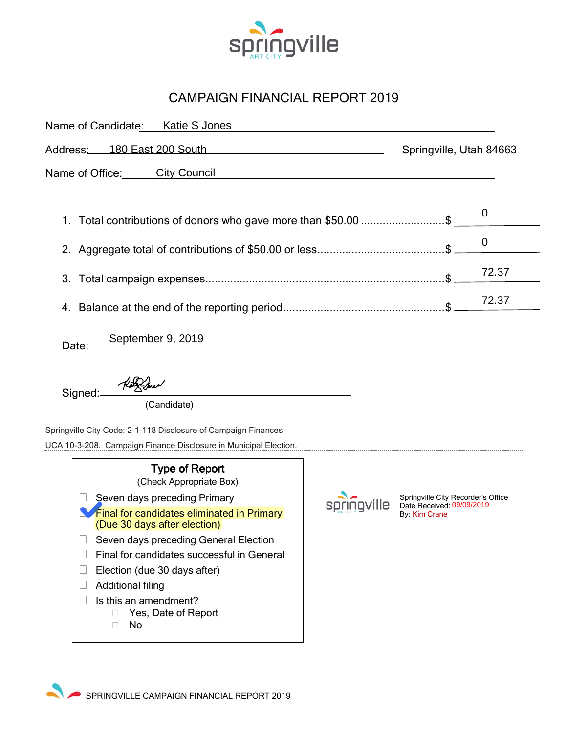springville
ART CITY

# CAMPAIGN FINANCIAL REPORT 2019

Name of Candidate: Katie S Jones

Address: 180 East 200 South Springville, Utah 84663

Name of Office: City Council

1. Total contributions of donors who gave more than $50.00 ........................... $ 0
2. Aggregate total of contributions of $50.00 or less......................................... $ 0
3. Total campaign expenses............................................................................ $ 72.37
4. Balance at the end of the reporting period................................................... $ 72.37

Date: September 9, 2019

Signed: [signature]
(Candidate)

Springville City Code: 2-1-118 Disclosure of Campaign Finances

UCA 10-3-208. Campaign Finance Disclosure in Municipal Election.

**Type of Report**
(Check Appropriate Box)

- ☐ Seven days preceding Primary
- ☑ Final for candidates eliminated in Primary (Due 30 days after election)
- ☐ Seven days preceding General Election
- ☐ Final for candidates successful in General
- ☐ Election (due 30 days after)
- ☐ Additional filing
- ☐ Is this an amendment?
  - ☐ Yes, Date of Report
  - ☐ No

springville ART CITY

Springville City Recorder's Office
Date Received: 09/09/2019
By: Kim Crane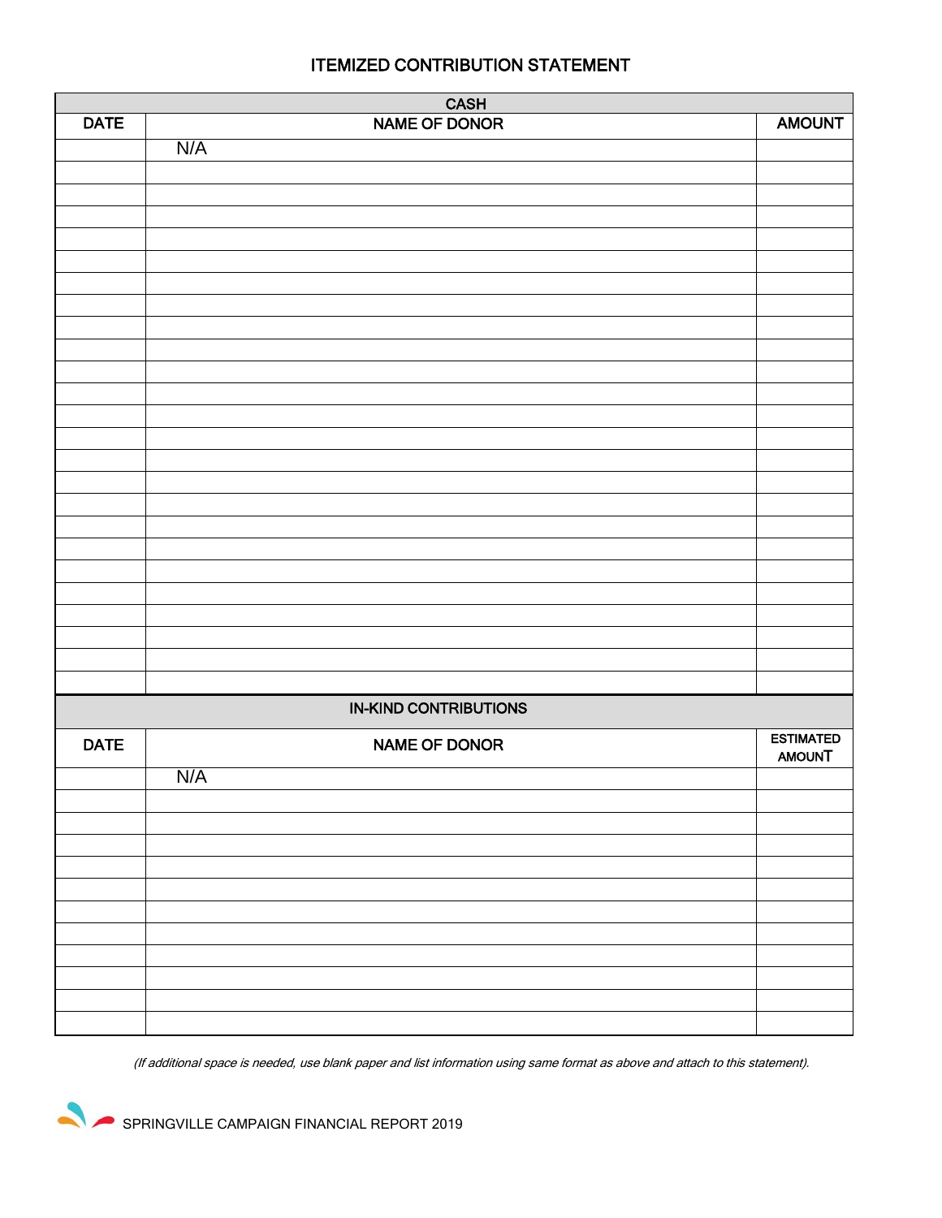# ITEMIZED CONTRIBUTION STATEMENT

| CASH | | |
|---|---|---|
| DATE | NAME OF DONOR | AMOUNT |
| | N/A | |
| | | |
| | | |
| | | |
| | | |
| | | |
| | | |
| | | |
| | | |
| | | |
| | | |
| | | |
| | | |
| | | |
| | | |
| | | |
| | | |
| | | |
| | | |
| | | |
| | | |
| | | |
| | | |
| | | |
| | | |

| IN-KIND CONTRIBUTIONS | | |
|---|---|---|
| DATE | NAME OF DONOR | ESTIMATED AMOUNT |
| | N/A | |
| | | |
| | | |
| | | |
| | | |
| | | |
| | | |
| | | |
| | | |
| | | |
| | | |
| | | |

*(If additional space is needed, use blank paper and list information using same format as above and attach to this statement).*

SPRINGVILLE CAMPAIGN FINANCIAL REPORT 2019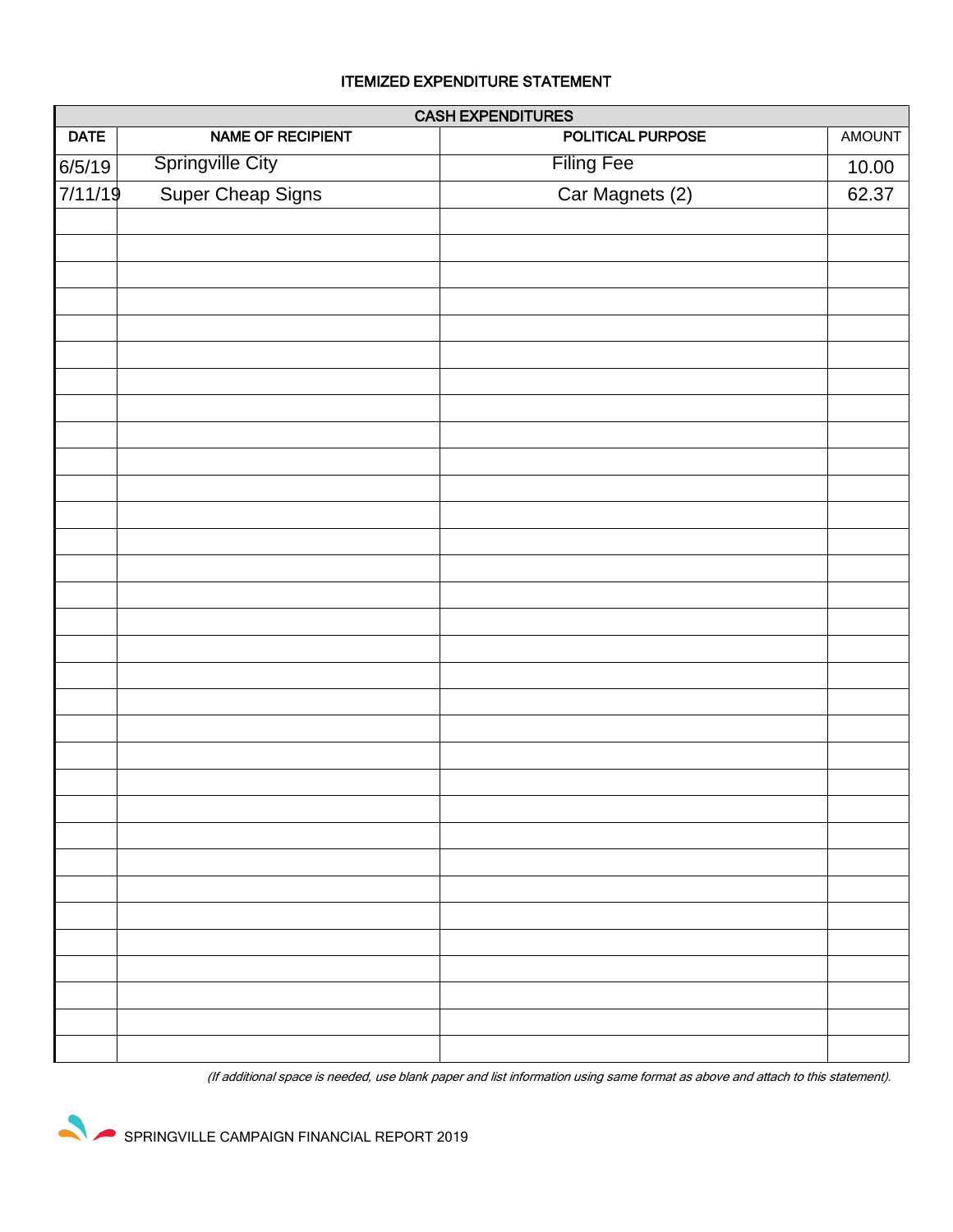# ITEMIZED EXPENDITURE STATEMENT

| CASH EXPENDITURES | | | |
|---|---|---|---|
| DATE | NAME OF RECIPIENT | POLITICAL PURPOSE | AMOUNT |
| 6/5/19 | Springville City | Filing Fee | 10.00 |
| 7/11/19 | Super Cheap Signs | Car Magnets (2) | 62.37 |
| | | | |
| | | | |
| | | | |
| | | | |
| | | | |
| | | | |
| | | | |
| | | | |
| | | | |
| | | | |
| | | | |
| | | | |
| | | | |
| | | | |
| | | | |
| | | | |
| | | | |
| | | | |
| | | | |
| | | | |
| | | | |
| | | | |
| | | | |
| | | | |
| | | | |
| | | | |
| | | | |
| | | | |
| | | | |
| | | | |
| | | | |

*(If additional space is needed, use blank paper and list information using same format as above and attach to this statement).*

SPRINGVILLE CAMPAIGN FINANCIAL REPORT 2019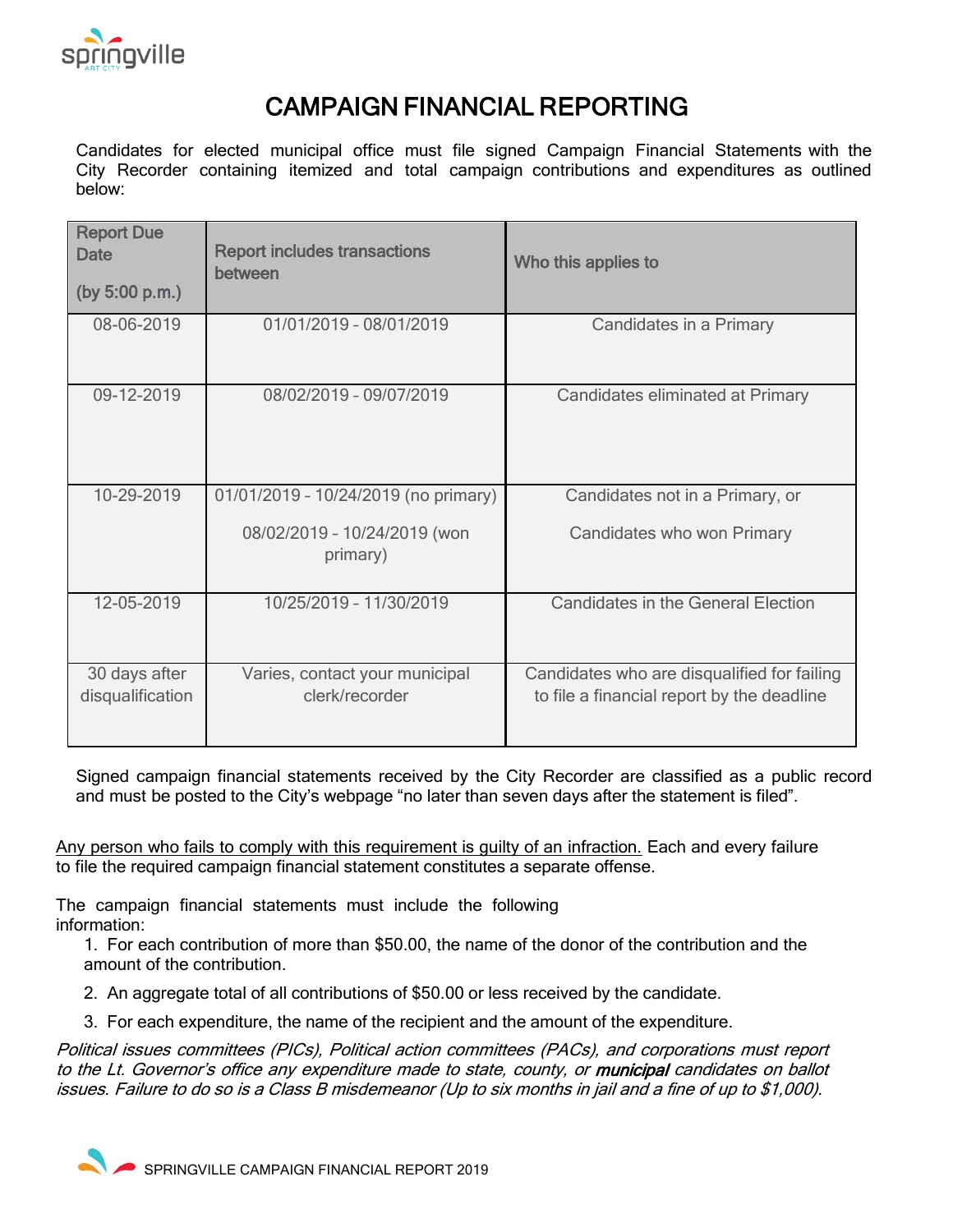# CAMPAIGN FINANCIAL REPORTING

Candidates for elected municipal office must file signed Campaign Financial Statements with the City Recorder containing itemized and total campaign contributions and expenditures as outlined below:

| Report Due Date (by 5:00 p.m.) | Report includes transactions between | Who this applies to |
|---|---|---|
| 08-06-2019 | 01/01/2019 – 08/01/2019 | Candidates in a Primary |
| 09-12-2019 | 08/02/2019 – 09/07/2019 | Candidates eliminated at Primary |
| 10-29-2019 | 01/01/2019 – 10/24/2019 (no primary)<br>08/02/2019 – 10/24/2019 (won primary) | Candidates not in a Primary, or<br>Candidates who won Primary |
| 12-05-2019 | 10/25/2019 – 11/30/2019 | Candidates in the General Election |
| 30 days after disqualification | Varies, contact your municipal clerk/recorder | Candidates who are disqualified for failing to file a financial report by the deadline |

Signed campaign financial statements received by the City Recorder are classified as a public record and must be posted to the City's webpage "no later than seven days after the statement is filed".

Any person who fails to comply with this requirement is guilty of an infraction. Each and every failure to file the required campaign financial statement constitutes a separate offense.

The campaign financial statements must include the following information:

1. For each contribution of more than $50.00, the name of the donor of the contribution and the amount of the contribution.
2. An aggregate total of all contributions of $50.00 or less received by the candidate.
3. For each expenditure, the name of the recipient and the amount of the expenditure.

*Political issues committees (PICs), Political action committees (PACs), and corporations must report to the Lt. Governor's office any expenditure made to state, county, or* ***municipal*** *candidates on ballot issues. Failure to do so is a Class B misdemeanor (Up to six months in jail and a fine of up to $1,000).*